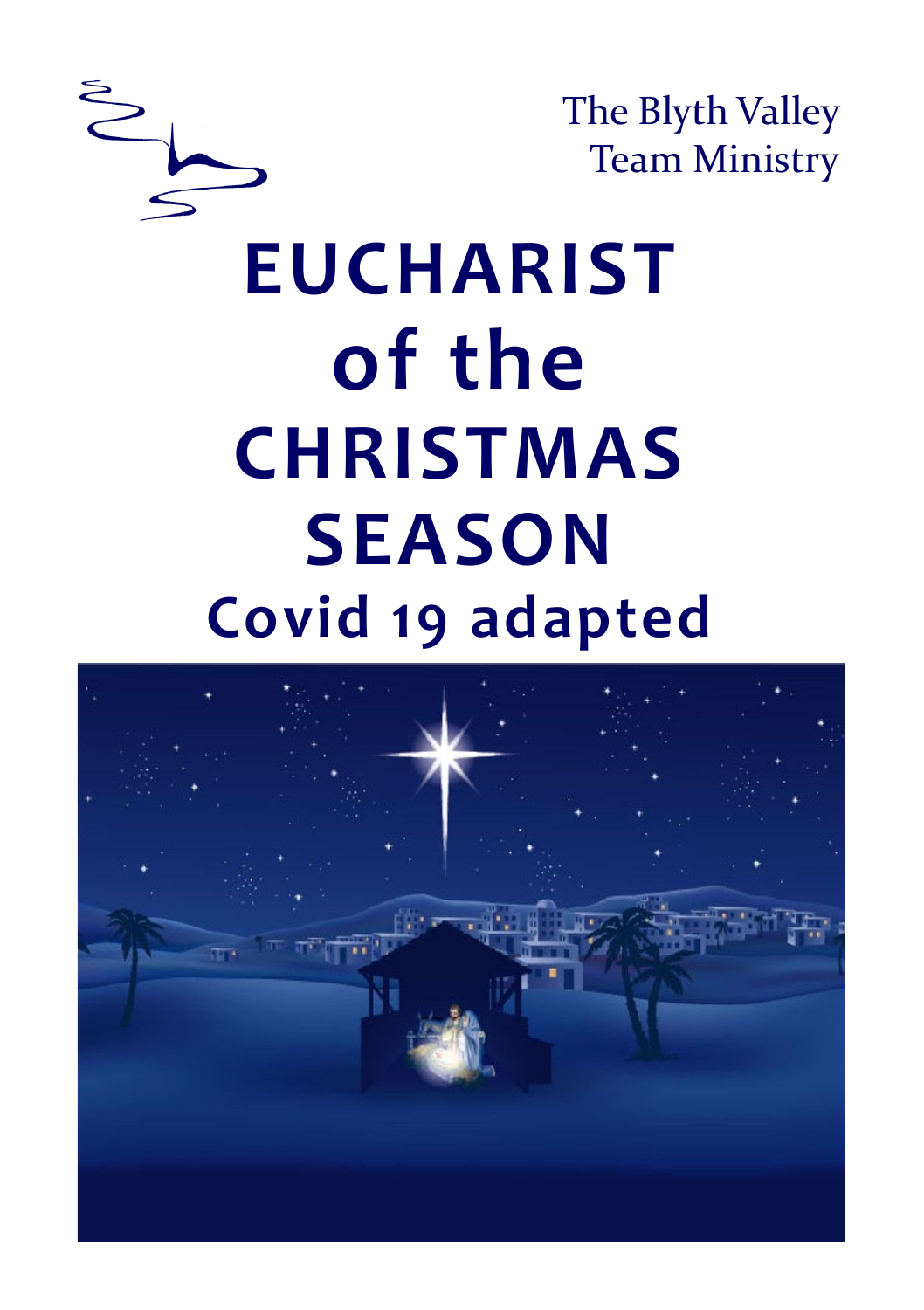The Blyth Valley
Team Ministry

# EUCHARIST of the CHRISTMAS SEASON

## Covid 19 adapted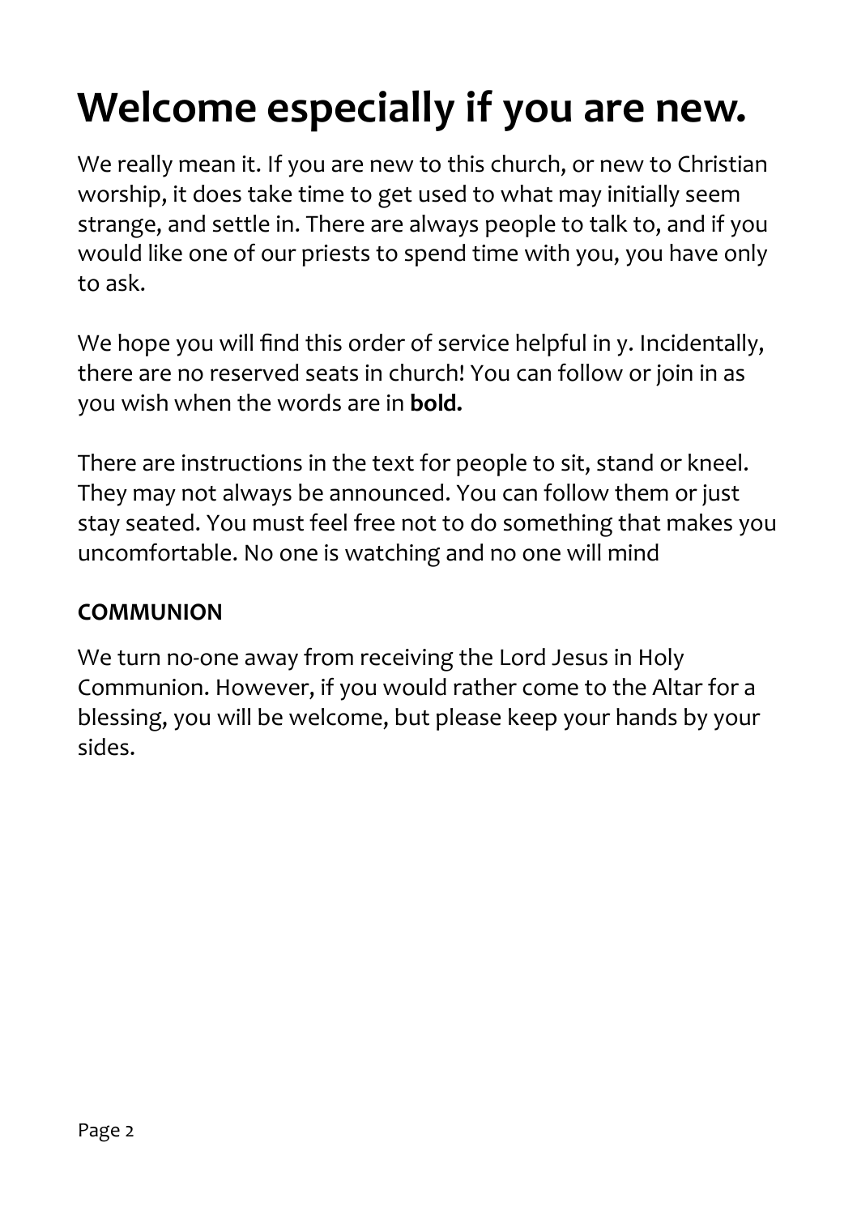# Welcome especially if you are new.

We really mean it. If you are new to this church, or new to Christian worship, it does take time to get used to what may initially seem strange, and settle in. There are always people to talk to, and if you would like one of our priests to spend time with you, you have only to ask.

We hope you will find this order of service helpful in y. Incidentally, there are no reserved seats in church! You can follow or join in as you wish when the words are in **bold.**

There are instructions in the text for people to sit, stand or kneel. They may not always be announced. You can follow them or just stay seated. You must feel free not to do something that makes you uncomfortable. No one is watching and no one will mind

**COMMUNION**

We turn no-one away from receiving the Lord Jesus in Holy Communion. However, if you would rather come to the Altar for a blessing, you will be welcome, but please keep your hands by your sides.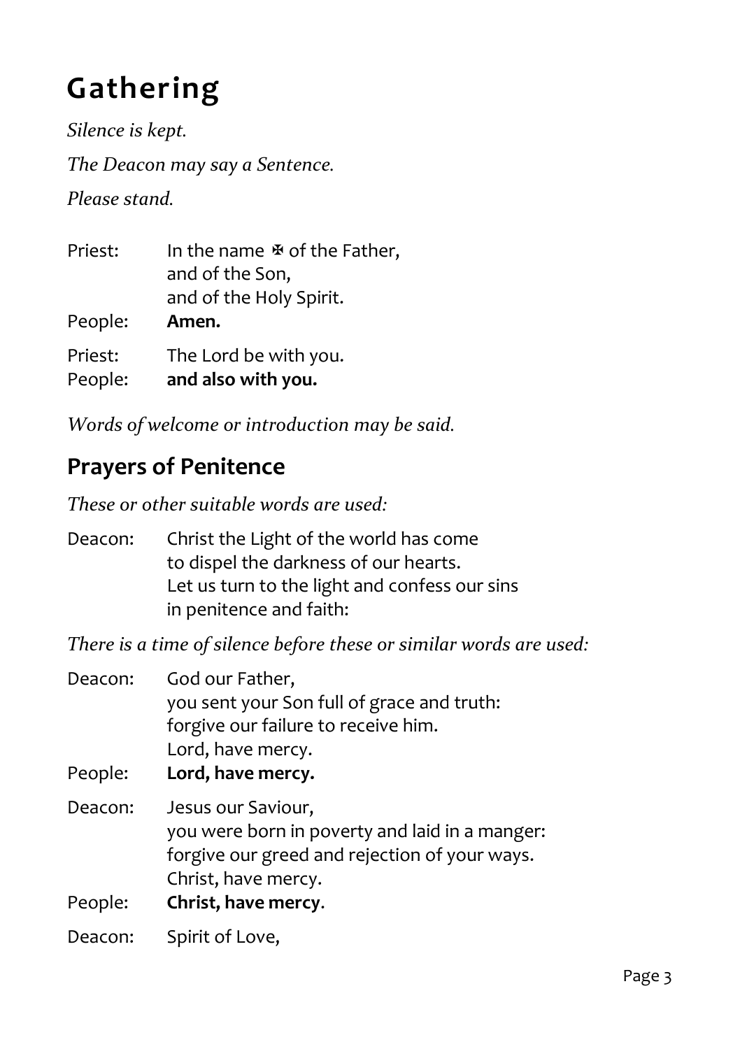# Gathering

*Silence is kept.*

*The Deacon may say a Sentence.*

*Please stand.*

Priest: In the name ✠ of the Father,
and of the Son,
and of the Holy Spirit.

People: **Amen.**

Priest: The Lord be with you.

People: **and also with you.**

*Words of welcome or introduction may be said.*

## Prayers of Penitence

*These or other suitable words are used:*

Deacon: Christ the Light of the world has come
to dispel the darkness of our hearts.
Let us turn to the light and confess our sins
in penitence and faith:

*There is a time of silence before these or similar words are used:*

Deacon: God our Father,
you sent your Son full of grace and truth:
forgive our failure to receive him.
Lord, have mercy.

People: **Lord, have mercy.**

Deacon: Jesus our Saviour,
you were born in poverty and laid in a manger:
forgive our greed and rejection of your ways.
Christ, have mercy.

People: **Christ, have mercy**.

Deacon: Spirit of Love,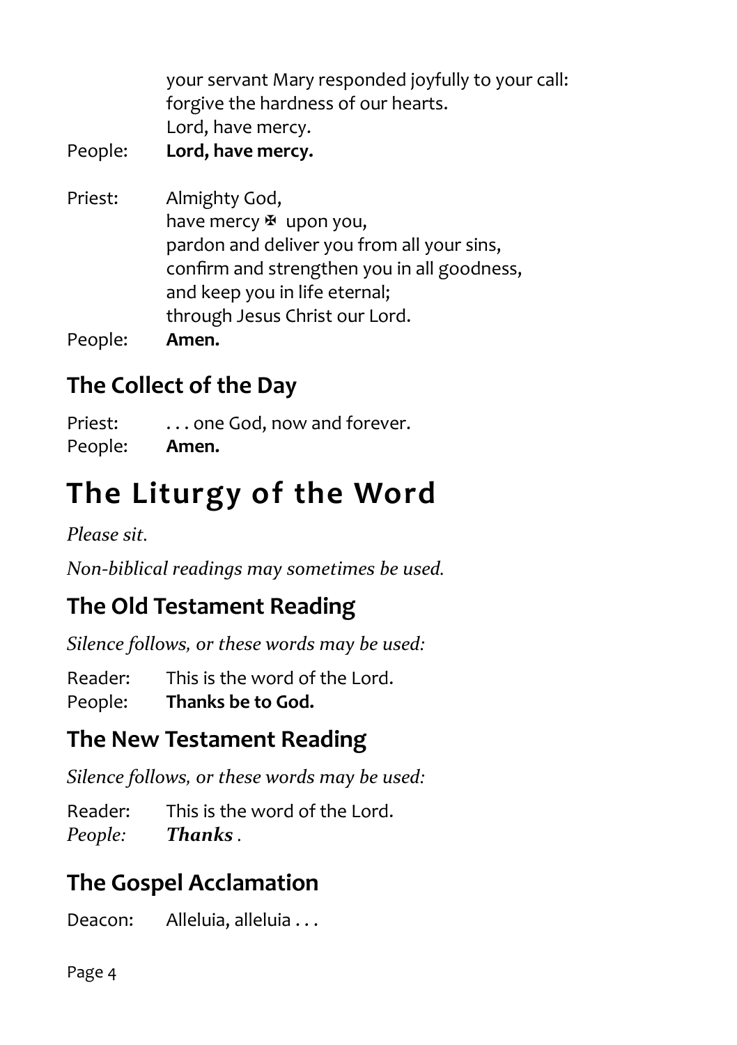your servant Mary responded joyfully to your call:
forgive the hardness of our hearts.
Lord, have mercy.

People: **Lord, have mercy.**

Priest: Almighty God,
have mercy ✠ upon you,
pardon and deliver you from all your sins,
confirm and strengthen you in all goodness,
and keep you in life eternal;
through Jesus Christ our Lord.

People: **Amen.**

## The Collect of the Day

Priest: . . . one God, now and forever.
People: **Amen.**

# The Liturgy of the Word

*Please sit.*

*Non-biblical readings may sometimes be used.*

## The Old Testament Reading

*Silence follows, or these words may be used:*

Reader: This is the word of the Lord.
People: **Thanks be to God.**

## The New Testament Reading

*Silence follows, or these words may be used:*

Reader: This is the word of the Lord.
*People:* ***Thanks*** *.*

## The Gospel Acclamation

Deacon: Alleluia, alleluia . . .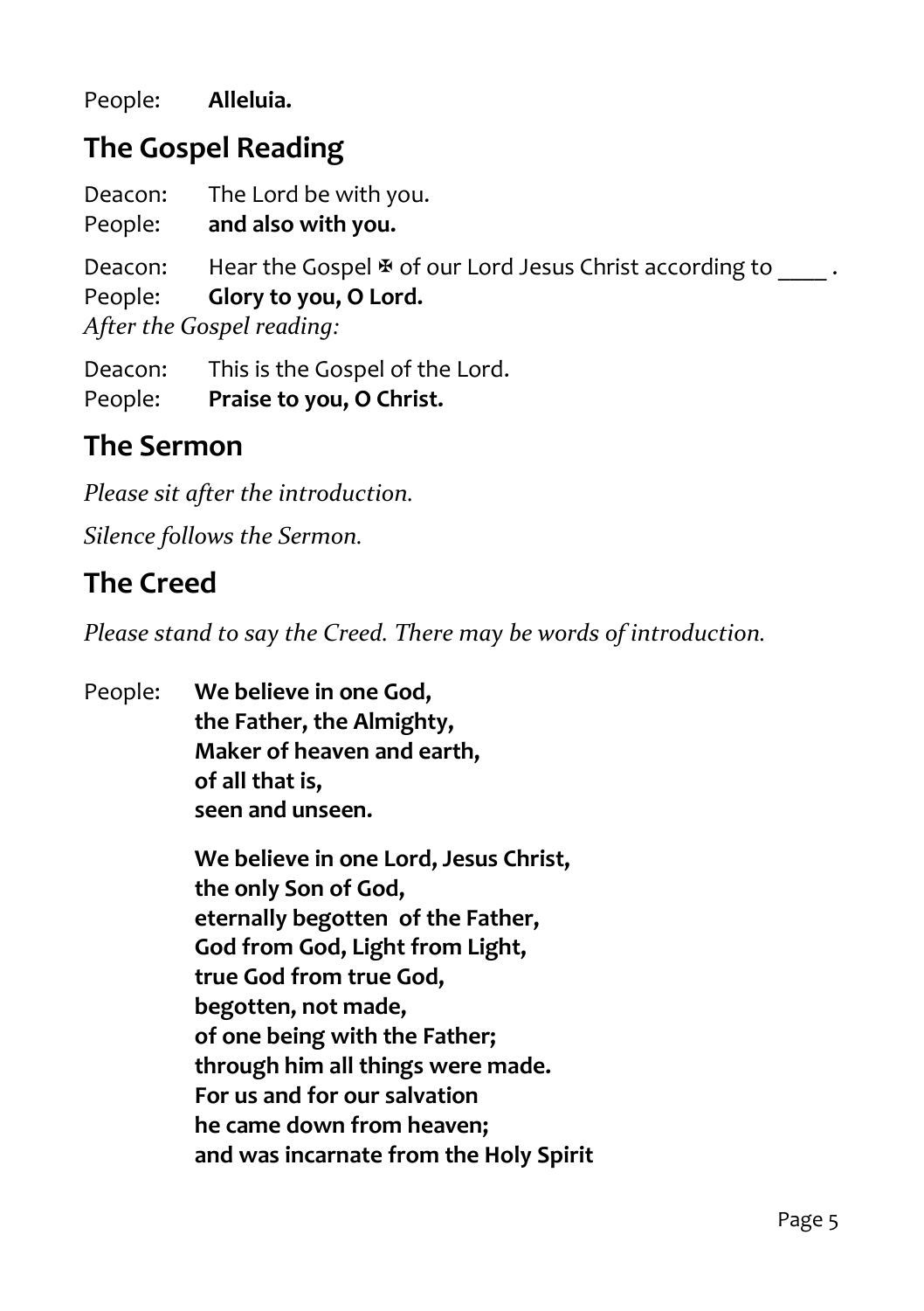People: **Alleluia.**

## The Gospel Reading

Deacon: The Lord be with you.
People: **and also with you.**

Deacon: Hear the Gospel ✠ of our Lord Jesus Christ according to ____ .
People: **Glory to you, O Lord.**
*After the Gospel reading:*

Deacon: This is the Gospel of the Lord.
People: **Praise to you, O Christ.**

## The Sermon

*Please sit after the introduction.*

*Silence follows the Sermon.*

## The Creed

*Please stand to say the Creed. There may be words of introduction.*

People: **We believe in one God,**
**the Father, the Almighty,**
**Maker of heaven and earth,**
**of all that is,**
**seen and unseen.**

**We believe in one Lord, Jesus Christ,**
**the only Son of God,**
**eternally begotten of the Father,**
**God from God, Light from Light,**
**true God from true God,**
**begotten, not made,**
**of one being with the Father;**
**through him all things were made.**
**For us and for our salvation**
**he came down from heaven;**
**and was incarnate from the Holy Spirit**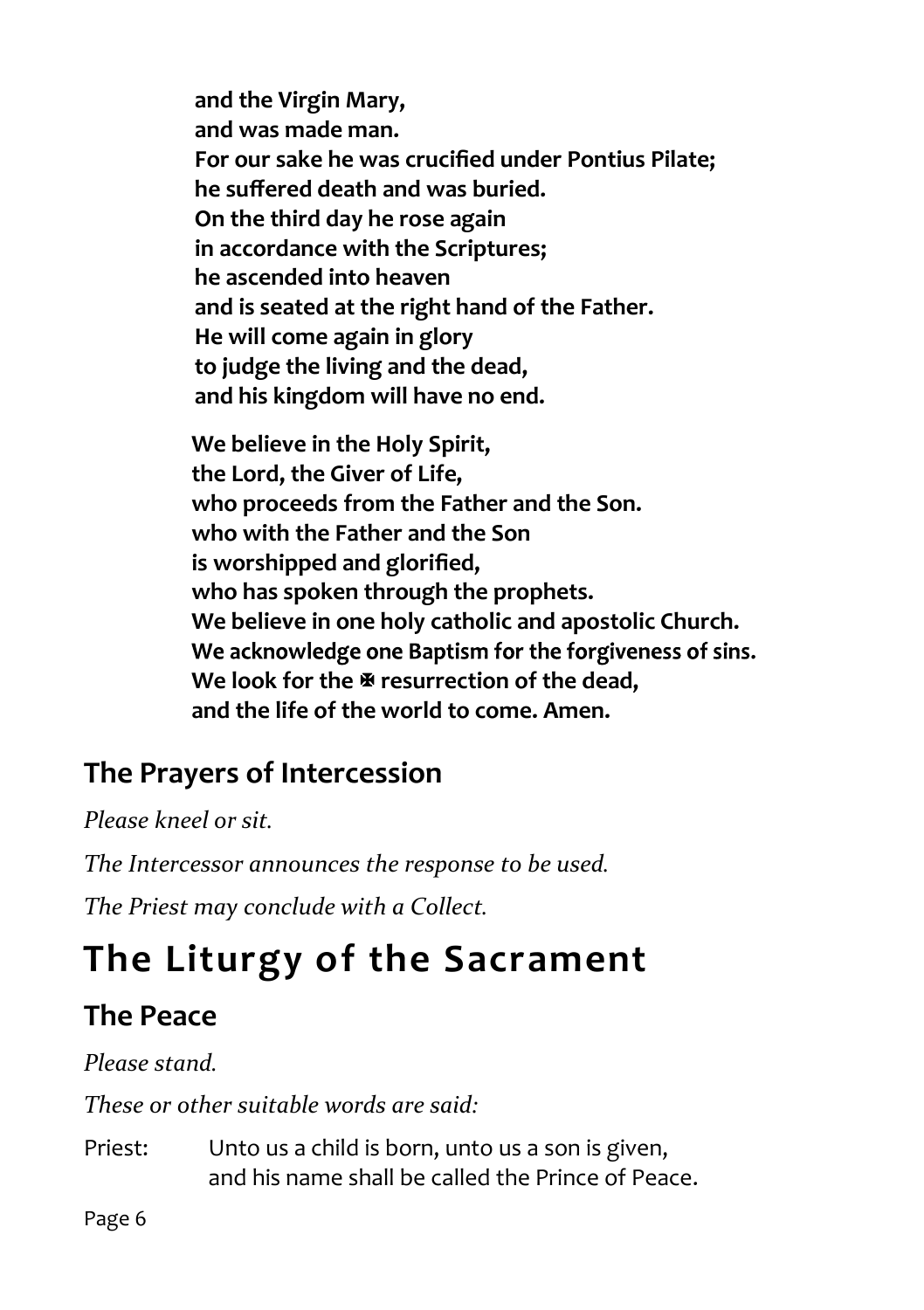**and the Virgin Mary,**
**and was made man.**
**For our sake he was crucified under Pontius Pilate;**
**he suffered death and was buried.**
**On the third day he rose again**
**in accordance with the Scriptures;**
**he ascended into heaven**
**and is seated at the right hand of the Father.**
**He will come again in glory**
**to judge the living and the dead,**
**and his kingdom will have no end.**

**We believe in the Holy Spirit,**
**the Lord, the Giver of Life,**
**who proceeds from the Father and the Son.**
**who with the Father and the Son**
**is worshipped and glorified,**
**who has spoken through the prophets.**
**We believe in one holy catholic and apostolic Church.**
**We acknowledge one Baptism for the forgiveness of sins.**
**We look for the ✠ resurrection of the dead,**
**and the life of the world to come. Amen.**

## The Prayers of Intercession

*Please kneel or sit.*

*The Intercessor announces the response to be used.*

*The Priest may conclude with a Collect.*

# The Liturgy of the Sacrament

## The Peace

*Please stand.*

*These or other suitable words are said:*

Priest: Unto us a child is born, unto us a son is given,
and his name shall be called the Prince of Peace.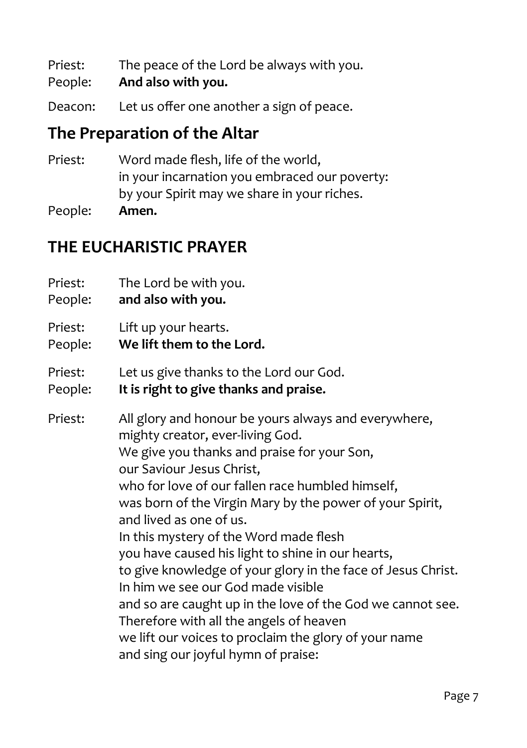Priest: The peace of the Lord be always with you.
People: **And also with you.**

Deacon: Let us offer one another a sign of peace.

## The Preparation of the Altar

Priest: Word made flesh, life of the world,
in your incarnation you embraced our poverty:
by your Spirit may we share in your riches.

People: **Amen.**

## THE EUCHARISTIC PRAYER

Priest: The Lord be with you.
People: **and also with you.**

Priest: Lift up your hearts.
People: **We lift them to the Lord.**

Priest: Let us give thanks to the Lord our God.
People: **It is right to give thanks and praise.**

Priest: All glory and honour be yours always and everywhere,
mighty creator, ever-living God.
We give you thanks and praise for your Son,
our Saviour Jesus Christ,
who for love of our fallen race humbled himself,
was born of the Virgin Mary by the power of your Spirit,
and lived as one of us.
In this mystery of the Word made flesh
you have caused his light to shine in our hearts,
to give knowledge of your glory in the face of Jesus Christ.
In him we see our God made visible
and so are caught up in the love of the God we cannot see.
Therefore with all the angels of heaven
we lift our voices to proclaim the glory of your name
and sing our joyful hymn of praise: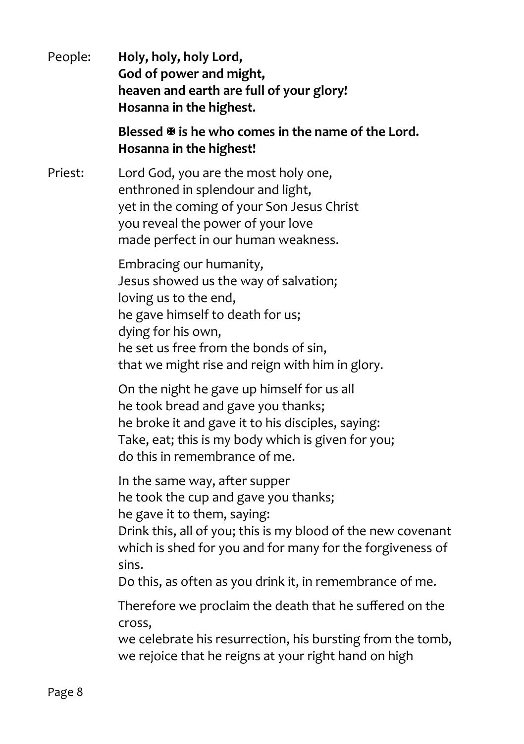People: **Holy, holy, holy Lord,**
**God of power and might,**
**heaven and earth are full of your glory!**
**Hosanna in the highest.**

**Blessed ✠ is he who comes in the name of the Lord.**
**Hosanna in the highest!**

Priest: Lord God, you are the most holy one,
enthroned in splendour and light,
yet in the coming of your Son Jesus Christ
you reveal the power of your love
made perfect in our human weakness.

Embracing our humanity,
Jesus showed us the way of salvation;
loving us to the end,
he gave himself to death for us;
dying for his own,
he set us free from the bonds of sin,
that we might rise and reign with him in glory.

On the night he gave up himself for us all
he took bread and gave you thanks;
he broke it and gave it to his disciples, saying:
Take, eat; this is my body which is given for you;
do this in remembrance of me.

In the same way, after supper
he took the cup and gave you thanks;
he gave it to them, saying:
Drink this, all of you; this is my blood of the new covenant which is shed for you and for many for the forgiveness of sins.
Do this, as often as you drink it, in remembrance of me.

Therefore we proclaim the death that he suffered on the cross,
we celebrate his resurrection, his bursting from the tomb,
we rejoice that he reigns at your right hand on high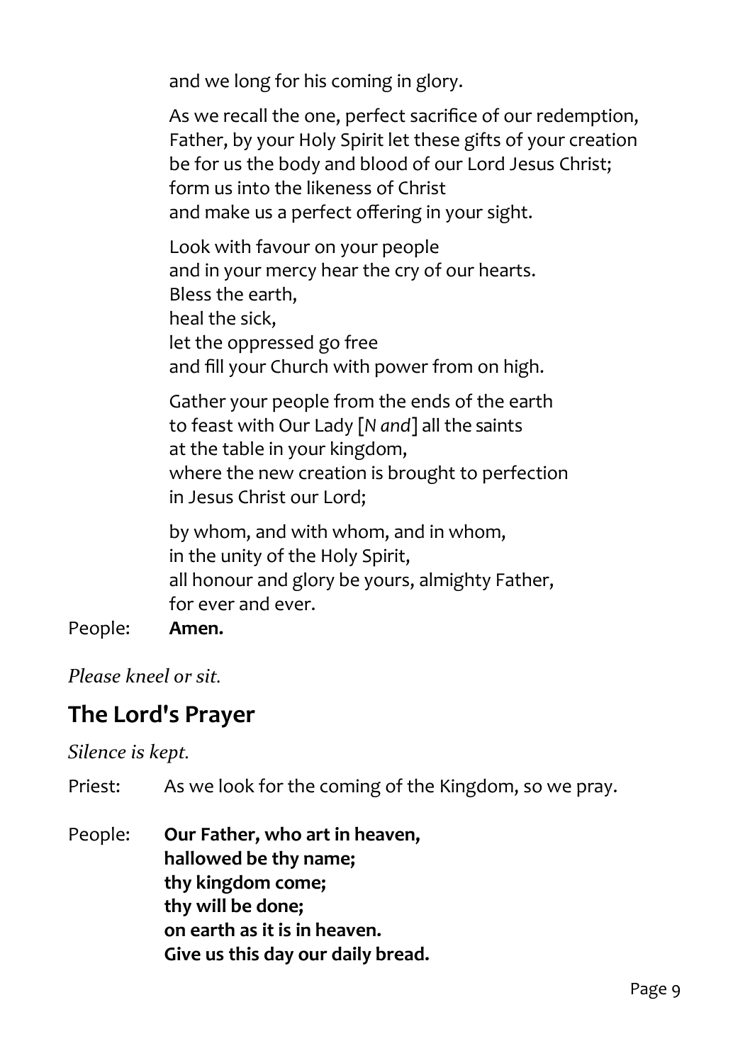and we long for his coming in glory.

As we recall the one, perfect sacrifice of our redemption,
Father, by your Holy Spirit let these gifts of your creation
be for us the body and blood of our Lord Jesus Christ;
form us into the likeness of Christ
and make us a perfect offering in your sight.

Look with favour on your people
and in your mercy hear the cry of our hearts.
Bless the earth,
heal the sick,
let the oppressed go free
and fill your Church with power from on high.

Gather your people from the ends of the earth
to feast with Our Lady [*N and*] all the saints
at the table in your kingdom,
where the new creation is brought to perfection
in Jesus Christ our Lord;

by whom, and with whom, and in whom,
in the unity of the Holy Spirit,
all honour and glory be yours, almighty Father,
for ever and ever.

People: **Amen.**

*Please kneel or sit.*

## The Lord's Prayer

*Silence is kept.*

Priest: As we look for the coming of the Kingdom, so we pray.

People: **Our Father, who art in heaven,**
**hallowed be thy name;**
**thy kingdom come;**
**thy will be done;**
**on earth as it is in heaven.**
**Give us this day our daily bread.**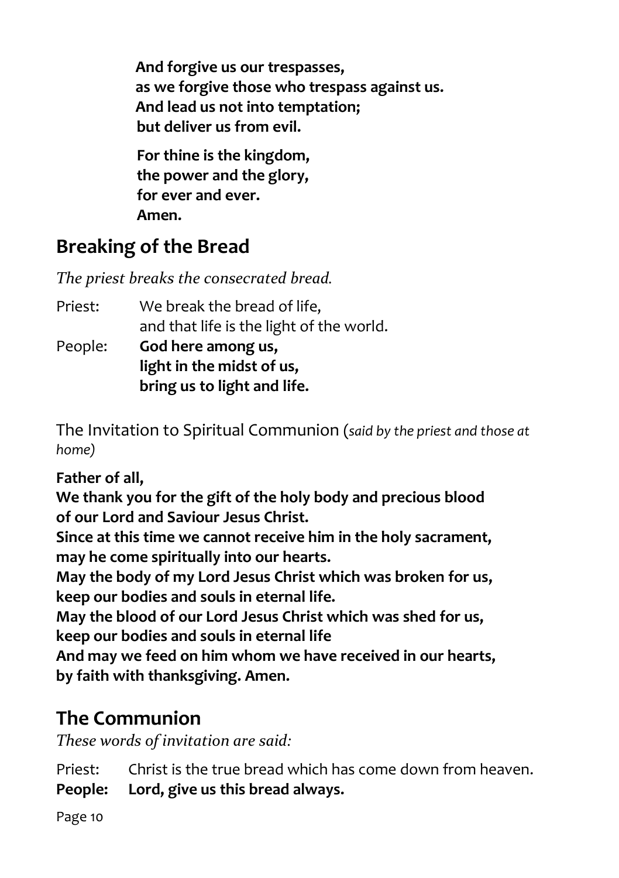**And forgive us our trespasses,**
**as we forgive those who trespass against us.**
**And lead us not into temptation;**
**but deliver us from evil.**

**For thine is the kingdom,**
**the power and the glory,**
**for ever and ever.**
**Amen.**

## Breaking of the Bread

*The priest breaks the consecrated bread.*

Priest: We break the bread of life,
and that life is the light of the world.

People: **God here among us,**
**light in the midst of us,**
**bring us to light and life.**

The Invitation to Spiritual Communion (*said by the priest and those at home)*

**Father of all,**
**We thank you for the gift of the holy body and precious blood of our Lord and Saviour Jesus Christ.**
**Since at this time we cannot receive him in the holy sacrament, may he come spiritually into our hearts.**
**May the body of my Lord Jesus Christ which was broken for us, keep our bodies and souls in eternal life.**
**May the blood of our Lord Jesus Christ which was shed for us, keep our bodies and souls in eternal life**
**And may we feed on him whom we have received in our hearts, by faith with thanksgiving. Amen.**

## The Communion

*These words of invitation are said:*

Priest: Christ is the true bread which has come down from heaven.
**People: Lord, give us this bread always.**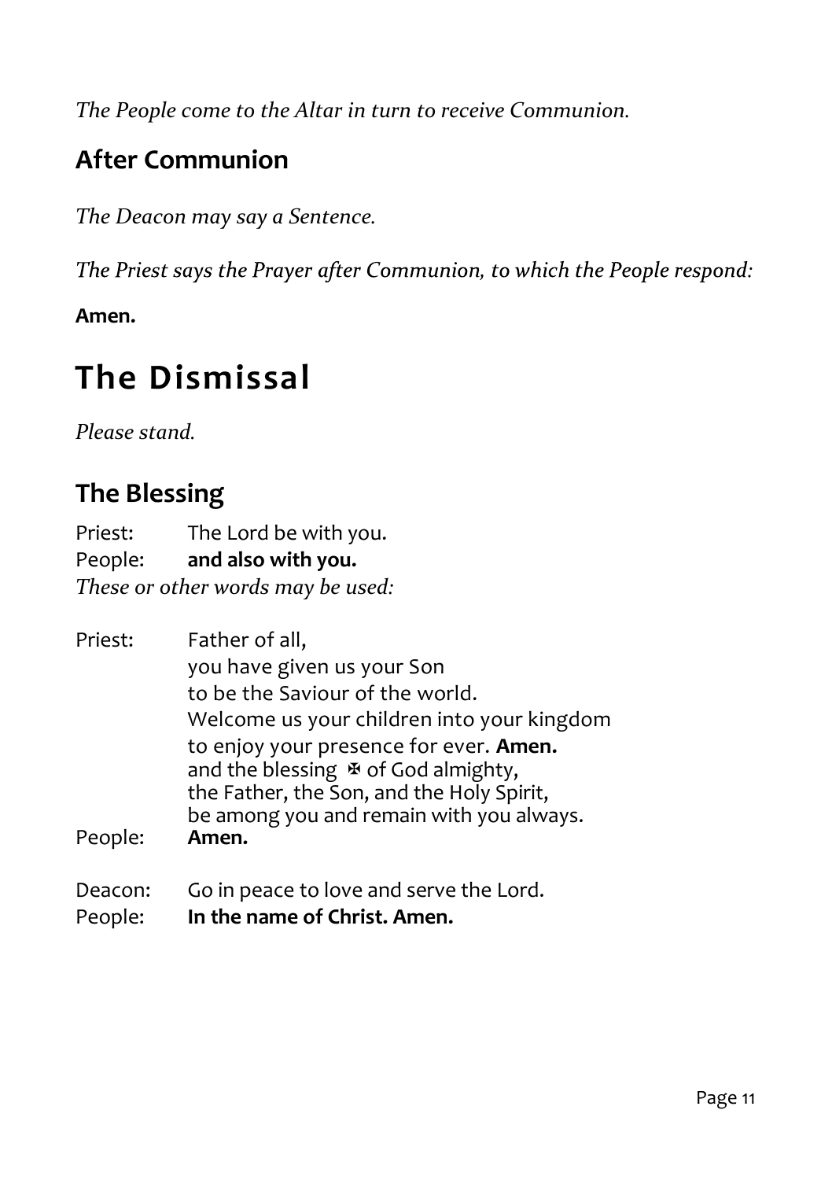*The People come to the Altar in turn to receive Communion.*

## After Communion

*The Deacon may say a Sentence.*

*The Priest says the Prayer after Communion, to which the People respond:*

**Amen.**

# The Dismissal

*Please stand.*

## The Blessing

Priest: The Lord be with you.
People: **and also with you.**
*These or other words may be used:*

Priest: Father of all,
you have given us your Son
to be the Saviour of the world.
Welcome us your children into your kingdom
to enjoy your presence for ever. **Amen.**
and the blessing ✠ of God almighty,
the Father, the Son, and the Holy Spirit,
be among you and remain with you always.
People: **Amen.**

Deacon: Go in peace to love and serve the Lord.
People: **In the name of Christ. Amen.**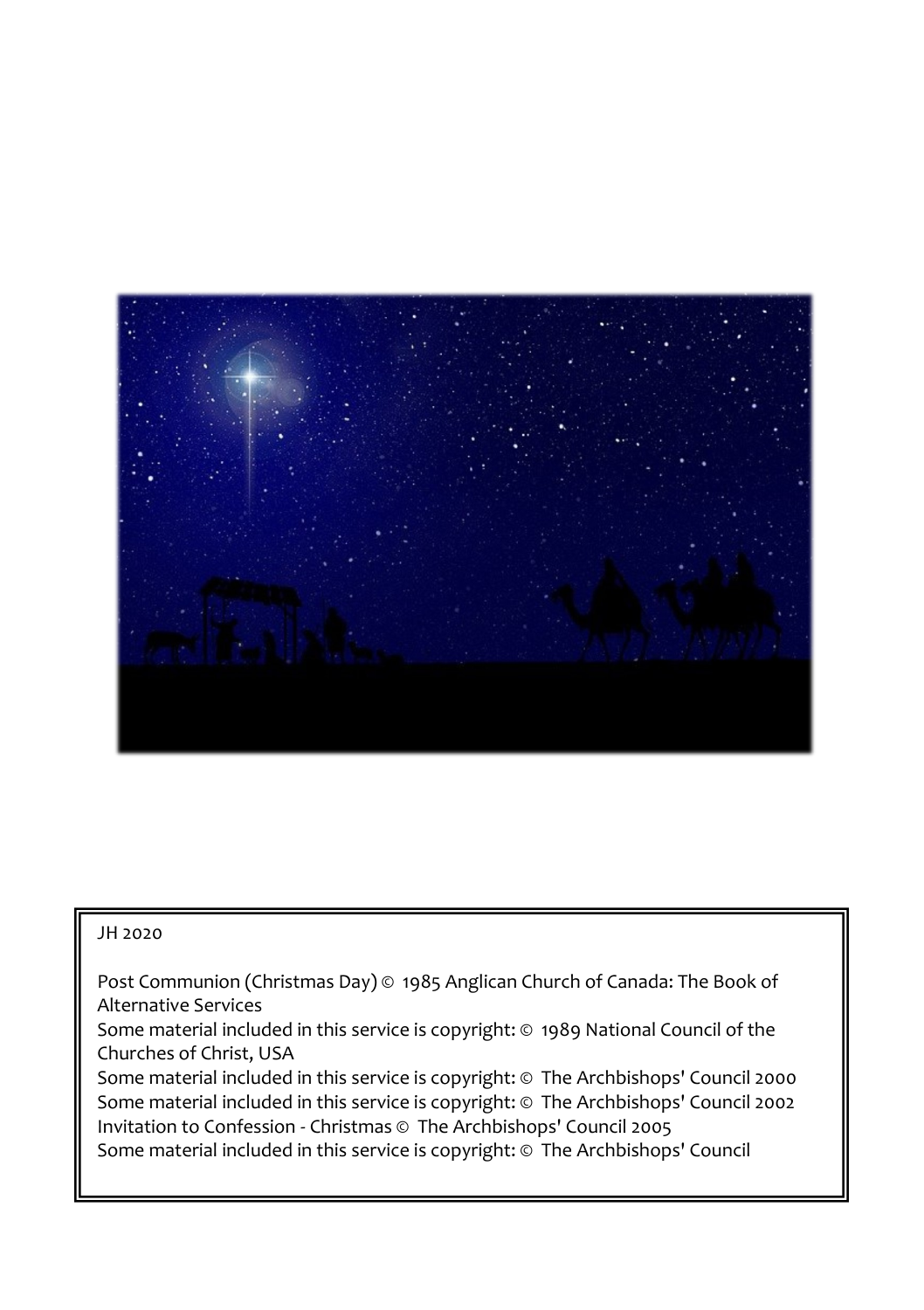JH 2020

Post Communion (Christmas Day) © 1985 Anglican Church of Canada: The Book of Alternative Services
Some material included in this service is copyright: © 1989 National Council of the Churches of Christ, USA
Some material included in this service is copyright: © The Archbishops' Council 2000
Some material included in this service is copyright: © The Archbishops' Council 2002
Invitation to Confession - Christmas © The Archbishops' Council 2005
Some material included in this service is copyright: © The Archbishops' Council